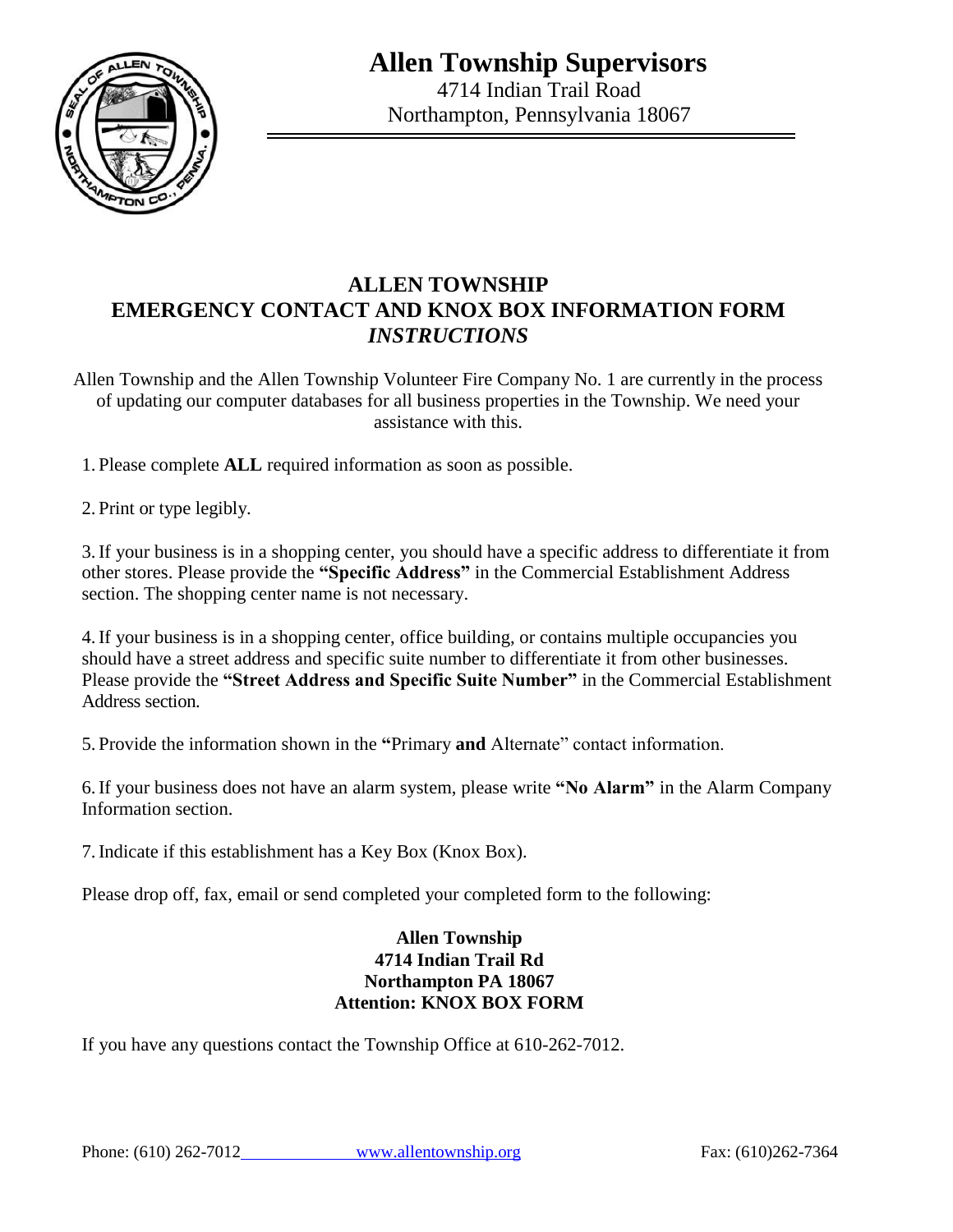# Allen Township Supervisors

4714 Indian Trail Road
Northampton, Pennsylvania 18067

## ALLEN TOWNSHIP
## EMERGENCY CONTACT AND KNOX BOX INFORMATION FORM
## *INSTRUCTIONS*

Allen Township and the Allen Township Volunteer Fire Company No. 1 are currently in the process of updating our computer databases for all business properties in the Township. We need your assistance with this.

1. Please complete **ALL** required information as soon as possible.

2. Print or type legibly.

3. If your business is in a shopping center, you should have a specific address to differentiate it from other stores. Please provide the **"Specific Address"** in the Commercial Establishment Address section. The shopping center name is not necessary.

4. If your business is in a shopping center, office building, or contains multiple occupancies you should have a street address and specific suite number to differentiate it from other businesses. Please provide the **"Street Address and Specific Suite Number"** in the Commercial Establishment Address section.

5. Provide the information shown in the **"**Primary **and** Alternate" contact information.

6. If your business does not have an alarm system, please write **"No Alarm"** in the Alarm Company Information section.

7. Indicate if this establishment has a Key Box (Knox Box).

Please drop off, fax, email or send completed your completed form to the following:

**Allen Township**
**4714 Indian Trail Rd**
**Northampton PA 18067**
**Attention: KNOX BOX FORM**

If you have any questions contact the Township Office at 610-262-7012.

Phone: (610) 262-7012 www.allentownship.org Fax: (610)262-7364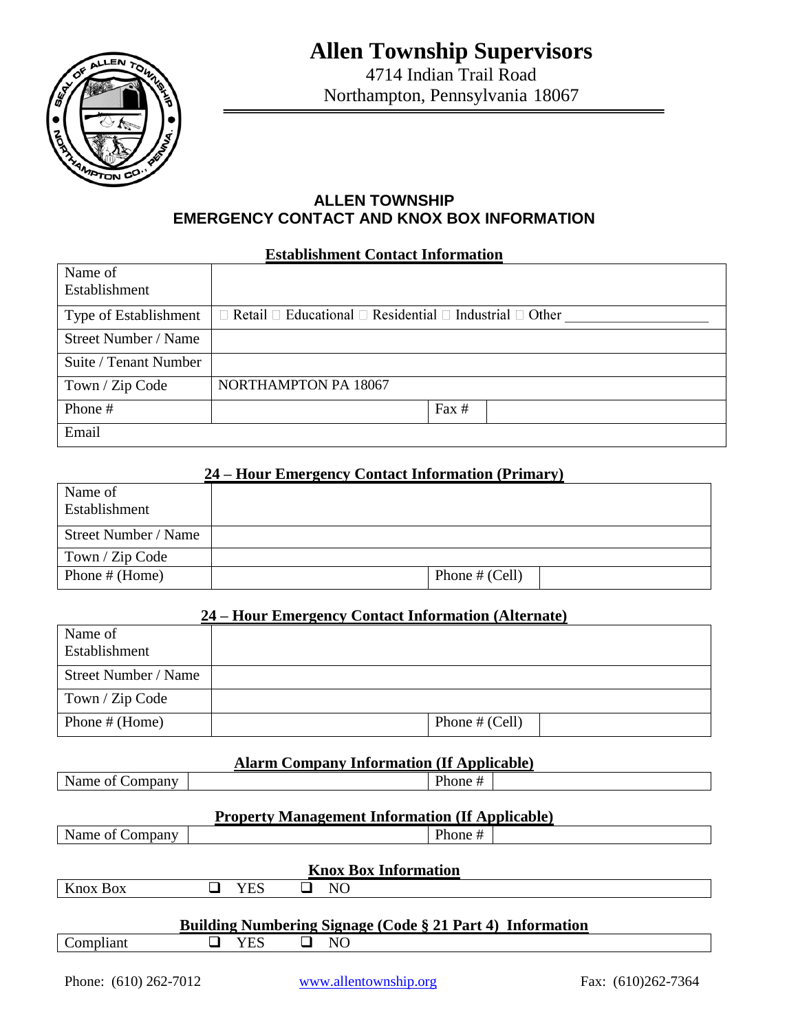# Allen Township Supervisors

4714 Indian Trail Road
Northampton, Pennsylvania 18067

## ALLEN TOWNSHIP
## EMERGENCY CONTACT AND KNOX BOX INFORMATION

**Establishment Contact Information**

| | | | |
|---|---|---|---|
| Name of Establishment | | | |
| Type of Establishment | □ Retail □ Educational □ Residential □ Industrial □ Other ___________________ | | |
| Street Number / Name | | | |
| Suite / Tenant Number | | | |
| Town / Zip Code | NORTHAMPTON PA 18067 | | |
| Phone # | | Fax # | |
| Email | | | |

**24 – Hour Emergency Contact Information (Primary)**

| | | | |
|---|---|---|---|
| Name of Establishment | | | |
| Street Number / Name | | | |
| Town / Zip Code | | | |
| Phone # (Home) | | Phone # (Cell) | |

**24 – Hour Emergency Contact Information (Alternate)**

| | | | |
|---|---|---|---|
| Name of Establishment | | | |
| Street Number / Name | | | |
| Town / Zip Code | | | |
| Phone # (Home) | | Phone # (Cell) | |

**Alarm Company Information (If Applicable)**

| | | | |
|---|---|---|---|
| Name of Company | | Phone # | |

**Property Management Information (If Applicable)**

| | | | |
|---|---|---|---|
| Name of Company | | Phone # | |

**Knox Box Information**

| | | |
|---|---|---|
| Knox Box | ❑ YES | ❑ NO |

**Building Numbering Signage (Code § 21 Part 4) Information**

| | | |
|---|---|---|
| Compliant | ❑ YES | ❑ NO |

Phone: (610) 262-7012 www.allentownship.org Fax: (610)262-7364